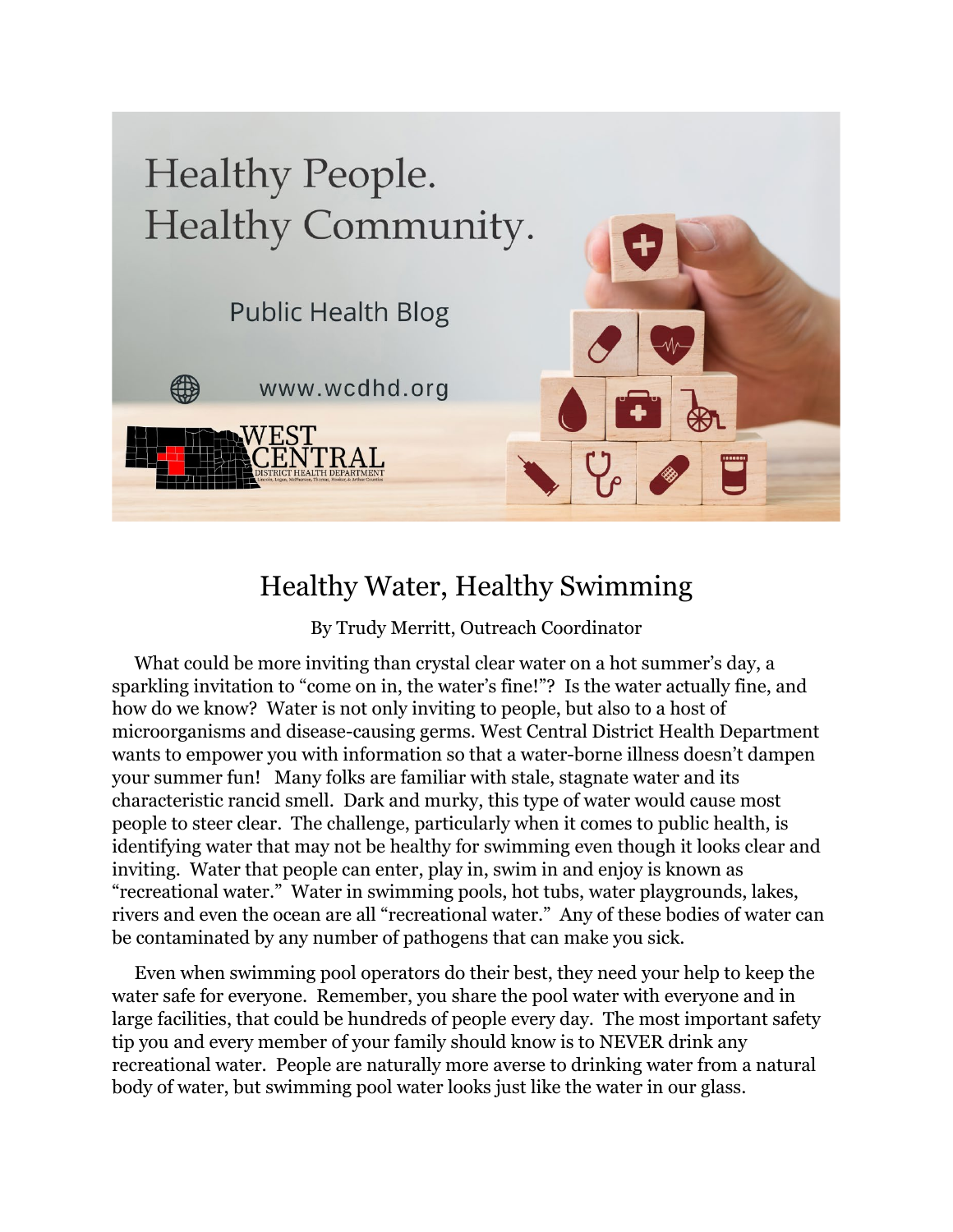# Healthy Water, Healthy Swimming

By Trudy Merritt, Outreach Coordinator

What could be more inviting than crystal clear water on a hot summer's day, a sparkling invitation to "come on in, the water's fine!"? Is the water actually fine, and how do we know? Water is not only inviting to people, but also to a host of microorganisms and disease-causing germs. West Central District Health Department wants to empower you with information so that a water-borne illness doesn't dampen your summer fun! Many folks are familiar with stale, stagnate water and its characteristic rancid smell. Dark and murky, this type of water would cause most people to steer clear. The challenge, particularly when it comes to public health, is identifying water that may not be healthy for swimming even though it looks clear and inviting. Water that people can enter, play in, swim in and enjoy is known as "recreational water." Water in swimming pools, hot tubs, water playgrounds, lakes, rivers and even the ocean are all "recreational water." Any of these bodies of water can be contaminated by any number of pathogens that can make you sick.

Even when swimming pool operators do their best, they need your help to keep the water safe for everyone. Remember, you share the pool water with everyone and in large facilities, that could be hundreds of people every day. The most important safety tip you and every member of your family should know is to NEVER drink any recreational water. People are naturally more averse to drinking water from a natural body of water, but swimming pool water looks just like the water in our glass.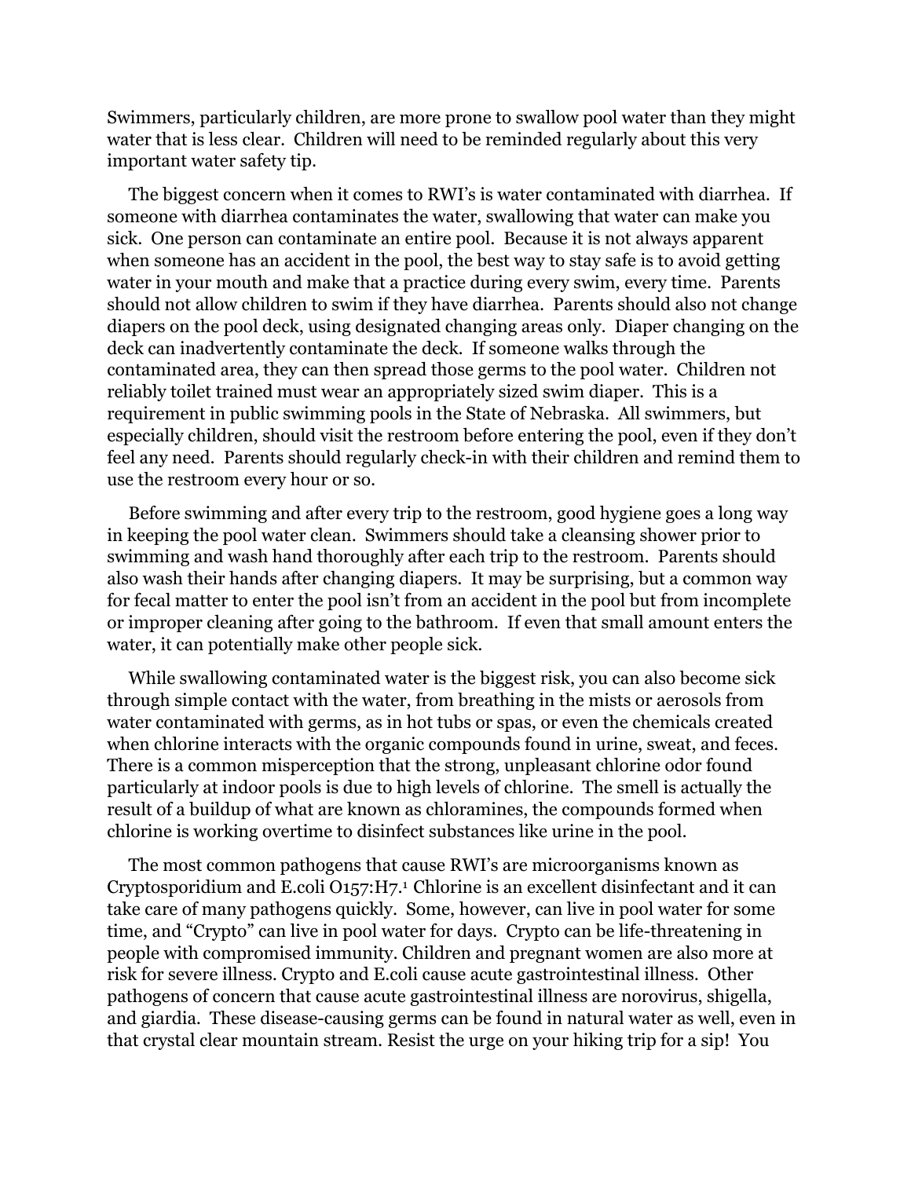Swimmers, particularly children, are more prone to swallow pool water than they might water that is less clear. Children will need to be reminded regularly about this very important water safety tip.

The biggest concern when it comes to RWI's is water contaminated with diarrhea. If someone with diarrhea contaminates the water, swallowing that water can make you sick. One person can contaminate an entire pool. Because it is not always apparent when someone has an accident in the pool, the best way to stay safe is to avoid getting water in your mouth and make that a practice during every swim, every time. Parents should not allow children to swim if they have diarrhea. Parents should also not change diapers on the pool deck, using designated changing areas only. Diaper changing on the deck can inadvertently contaminate the deck. If someone walks through the contaminated area, they can then spread those germs to the pool water. Children not reliably toilet trained must wear an appropriately sized swim diaper. This is a requirement in public swimming pools in the State of Nebraska. All swimmers, but especially children, should visit the restroom before entering the pool, even if they don't feel any need. Parents should regularly check-in with their children and remind them to use the restroom every hour or so.

Before swimming and after every trip to the restroom, good hygiene goes a long way in keeping the pool water clean. Swimmers should take a cleansing shower prior to swimming and wash hand thoroughly after each trip to the restroom. Parents should also wash their hands after changing diapers. It may be surprising, but a common way for fecal matter to enter the pool isn't from an accident in the pool but from incomplete or improper cleaning after going to the bathroom. If even that small amount enters the water, it can potentially make other people sick.

While swallowing contaminated water is the biggest risk, you can also become sick through simple contact with the water, from breathing in the mists or aerosols from water contaminated with germs, as in hot tubs or spas, or even the chemicals created when chlorine interacts with the organic compounds found in urine, sweat, and feces. There is a common misperception that the strong, unpleasant chlorine odor found particularly at indoor pools is due to high levels of chlorine. The smell is actually the result of a buildup of what are known as chloramines, the compounds formed when chlorine is working overtime to disinfect substances like urine in the pool.

The most common pathogens that cause RWI's are microorganisms known as Cryptosporidium and E.coli O157:H7.[1] Chlorine is an excellent disinfectant and it can take care of many pathogens quickly. Some, however, can live in pool water for some time, and "Crypto" can live in pool water for days. Crypto can be life-threatening in people with compromised immunity. Children and pregnant women are also more at risk for severe illness. Crypto and E.coli cause acute gastrointestinal illness. Other pathogens of concern that cause acute gastrointestinal illness are norovirus, shigella, and giardia. These disease-causing germs can be found in natural water as well, even in that crystal clear mountain stream. Resist the urge on your hiking trip for a sip! You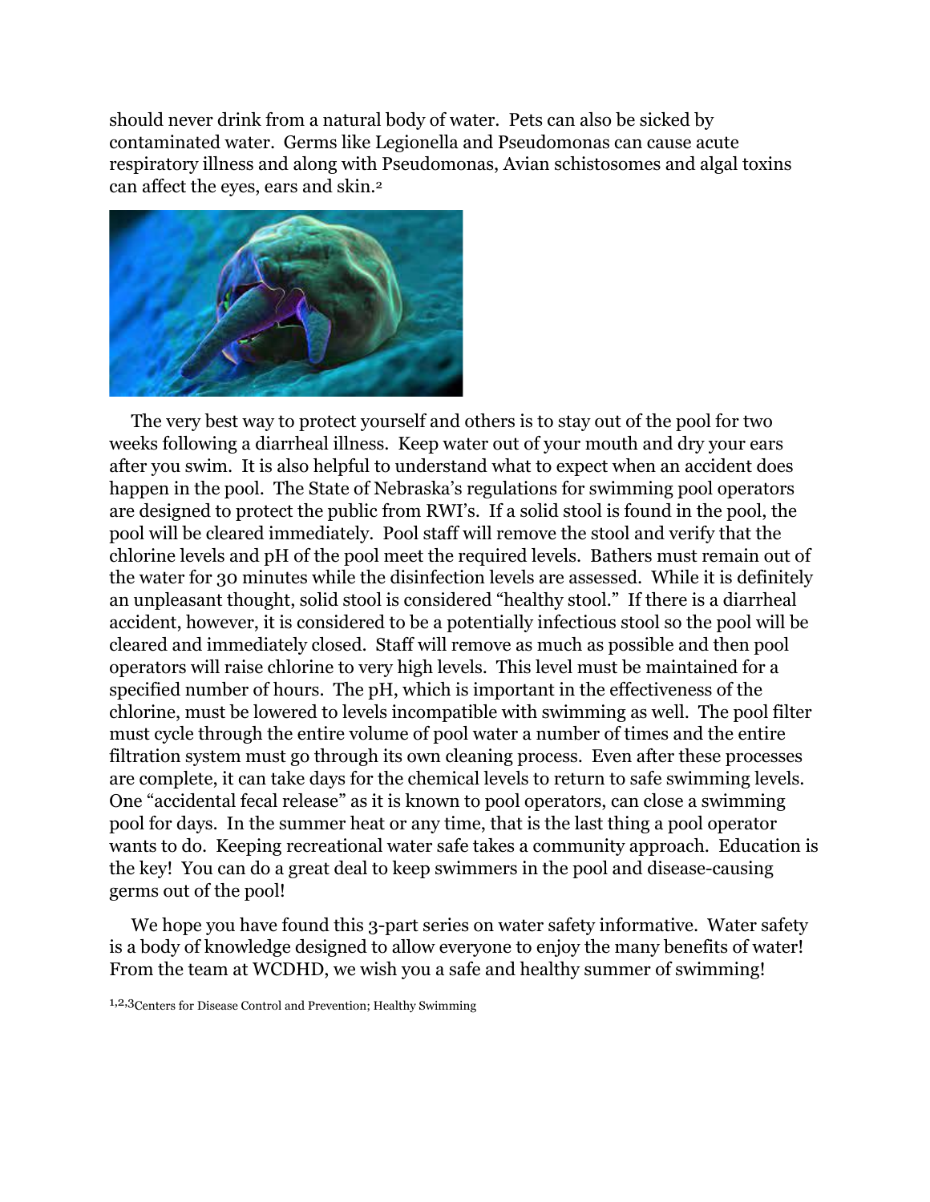should never drink from a natural body of water. Pets can also be sicked by contaminated water. Germs like Legionella and Pseudomonas can cause acute respiratory illness and along with Pseudomonas, Avian schistosomes and algal toxins can affect the eyes, ears and skin.[2]

The very best way to protect yourself and others is to stay out of the pool for two weeks following a diarrheal illness. Keep water out of your mouth and dry your ears after you swim. It is also helpful to understand what to expect when an accident does happen in the pool. The State of Nebraska's regulations for swimming pool operators are designed to protect the public from RWI's. If a solid stool is found in the pool, the pool will be cleared immediately. Pool staff will remove the stool and verify that the chlorine levels and pH of the pool meet the required levels. Bathers must remain out of the water for 30 minutes while the disinfection levels are assessed. While it is definitely an unpleasant thought, solid stool is considered "healthy stool." If there is a diarrheal accident, however, it is considered to be a potentially infectious stool so the pool will be cleared and immediately closed. Staff will remove as much as possible and then pool operators will raise chlorine to very high levels. This level must be maintained for a specified number of hours. The pH, which is important in the effectiveness of the chlorine, must be lowered to levels incompatible with swimming as well. The pool filter must cycle through the entire volume of pool water a number of times and the entire filtration system must go through its own cleaning process. Even after these processes are complete, it can take days for the chemical levels to return to safe swimming levels. One "accidental fecal release" as it is known to pool operators, can close a swimming pool for days. In the summer heat or any time, that is the last thing a pool operator wants to do. Keeping recreational water safe takes a community approach. Education is the key! You can do a great deal to keep swimmers in the pool and disease-causing germs out of the pool!

We hope you have found this 3-part series on water safety informative. Water safety is a body of knowledge designed to allow everyone to enjoy the many benefits of water! From the team at WCDHD, we wish you a safe and healthy summer of swimming!

[1,2,3]Centers for Disease Control and Prevention; Healthy Swimming